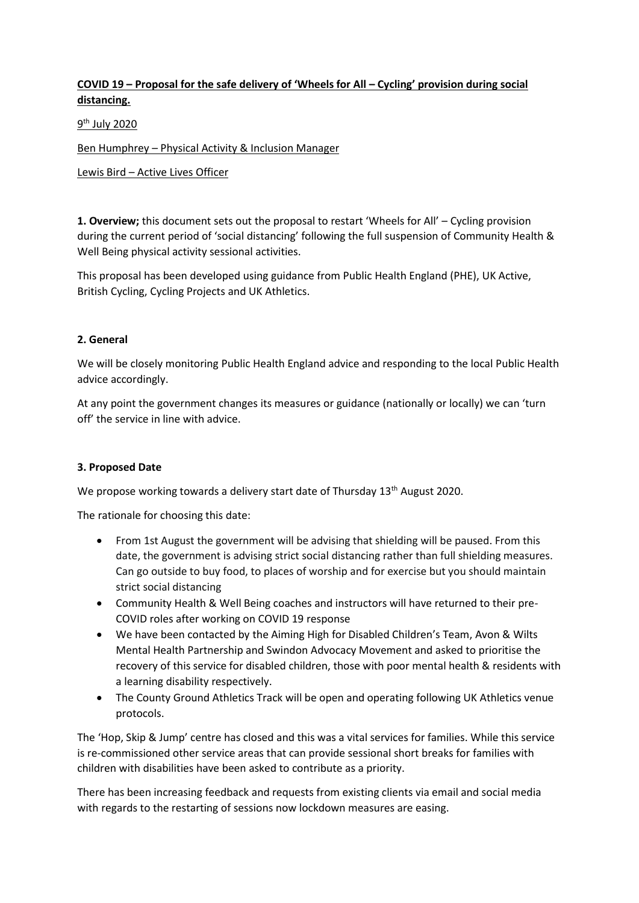**COVID 19 – Proposal for the safe delivery of 'Wheels for All – Cycling' provision during social distancing.**

9th July 2020

Ben Humphrey – Physical Activity & Inclusion Manager

Lewis Bird – Active Lives Officer

**1. Overview;** this document sets out the proposal to restart 'Wheels for All' – Cycling provision during the current period of 'social distancing' following the full suspension of Community Health & Well Being physical activity sessional activities.

This proposal has been developed using guidance from Public Health England (PHE), UK Active, British Cycling, Cycling Projects and UK Athletics.

**2. General**

We will be closely monitoring Public Health England advice and responding to the local Public Health advice accordingly.

At any point the government changes its measures or guidance (nationally or locally) we can 'turn off' the service in line with advice.

**3. Proposed Date**

We propose working towards a delivery start date of Thursday 13th August 2020.

The rationale for choosing this date:

- From 1st August the government will be advising that shielding will be paused. From this date, the government is advising strict social distancing rather than full shielding measures. Can go outside to buy food, to places of worship and for exercise but you should maintain strict social distancing
- Community Health & Well Being coaches and instructors will have returned to their pre-COVID roles after working on COVID 19 response
- We have been contacted by the Aiming High for Disabled Children's Team, Avon & Wilts Mental Health Partnership and Swindon Advocacy Movement and asked to prioritise the recovery of this service for disabled children, those with poor mental health & residents with a learning disability respectively.
- The County Ground Athletics Track will be open and operating following UK Athletics venue protocols.

The 'Hop, Skip & Jump' centre has closed and this was a vital services for families. While this service is re-commissioned other service areas that can provide sessional short breaks for families with children with disabilities have been asked to contribute as a priority.

There has been increasing feedback and requests from existing clients via email and social media with regards to the restarting of sessions now lockdown measures are easing.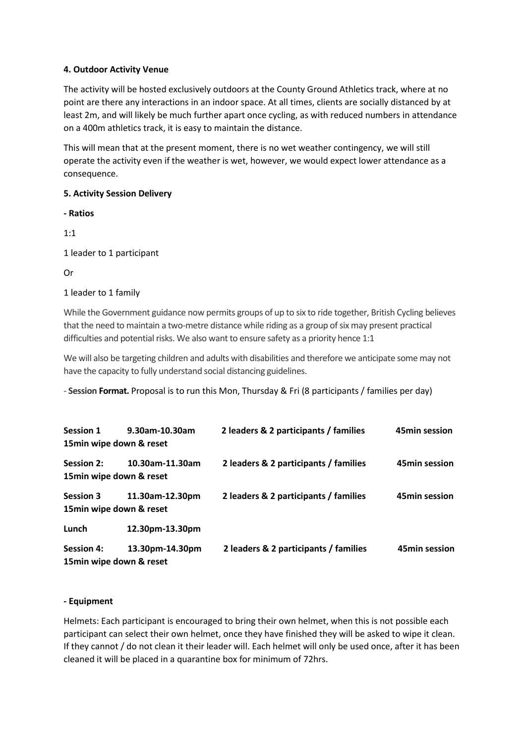**4. Outdoor Activity Venue**

The activity will be hosted exclusively outdoors at the County Ground Athletics track, where at no point are there any interactions in an indoor space. At all times, clients are socially distanced by at least 2m, and will likely be much further apart once cycling, as with reduced numbers in attendance on a 400m athletics track, it is easy to maintain the distance.

This will mean that at the present moment, there is no wet weather contingency, we will still operate the activity even if the weather is wet, however, we would expect lower attendance as a consequence.

**5. Activity Session Delivery**

**- Ratios**

1:1

1 leader to 1 participant

Or

1 leader to 1 family

While the Government guidance now permits groups of up to six to ride together, British Cycling believes that the need to maintain a two-metre distance while riding as a group of six may present practical difficulties and potential risks. We also want to ensure safety as a priority hence 1:1

We will also be targeting children and adults with disabilities and therefore we anticipate some may not have the capacity to fully understand social distancing guidelines.

- **Session Format.** Proposal is to run this Mon, Thursday & Fri (8 participants / families per day)

| | | | |
|---|---|---|---|
| **Session 1** | **9.30am-10.30am** | **2 leaders & 2 participants / families** | **45min session** |
| **15min wipe down & reset** | | | |
| **Session 2:** | **10.30am-11.30am** | **2 leaders & 2 participants / families** | **45min session** |
| **15min wipe down & reset** | | | |
| **Session 3** | **11.30am-12.30pm** | **2 leaders & 2 participants / families** | **45min session** |
| **15min wipe down & reset** | | | |
| **Lunch** | **12.30pm-13.30pm** | | |
| **Session 4:** | **13.30pm-14.30pm** | **2 leaders & 2 participants / families** | **45min session** |
| **15min wipe down & reset** | | | |

**- Equipment**

Helmets: Each participant is encouraged to bring their own helmet, when this is not possible each participant can select their own helmet, once they have finished they will be asked to wipe it clean. If they cannot / do not clean it their leader will. Each helmet will only be used once, after it has been cleaned it will be placed in a quarantine box for minimum of 72hrs.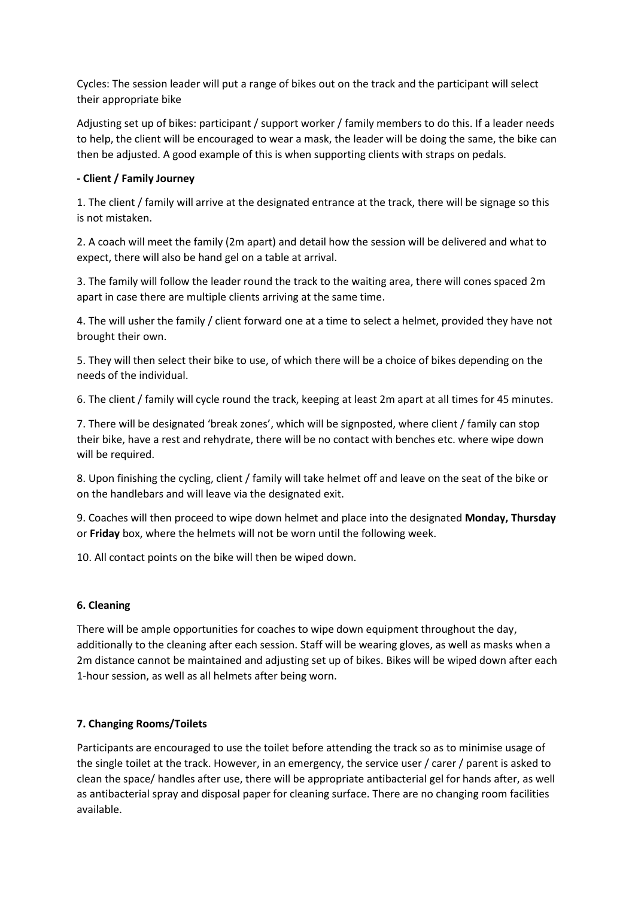Cycles: The session leader will put a range of bikes out on the track and the participant will select their appropriate bike

Adjusting set up of bikes: participant / support worker / family members to do this. If a leader needs to help, the client will be encouraged to wear a mask, the leader will be doing the same, the bike can then be adjusted. A good example of this is when supporting clients with straps on pedals.

**- Client / Family Journey**

1. The client / family will arrive at the designated entrance at the track, there will be signage so this is not mistaken.

2. A coach will meet the family (2m apart) and detail how the session will be delivered and what to expect, there will also be hand gel on a table at arrival.

3. The family will follow the leader round the track to the waiting area, there will cones spaced 2m apart in case there are multiple clients arriving at the same time.

4. The will usher the family / client forward one at a time to select a helmet, provided they have not brought their own.

5. They will then select their bike to use, of which there will be a choice of bikes depending on the needs of the individual.

6. The client / family will cycle round the track, keeping at least 2m apart at all times for 45 minutes.

7. There will be designated 'break zones', which will be signposted, where client / family can stop their bike, have a rest and rehydrate, there will be no contact with benches etc. where wipe down will be required.

8. Upon finishing the cycling, client / family will take helmet off and leave on the seat of the bike or on the handlebars and will leave via the designated exit.

9. Coaches will then proceed to wipe down helmet and place into the designated **Monday, Thursday** or **Friday** box, where the helmets will not be worn until the following week.

10. All contact points on the bike will then be wiped down.

**6. Cleaning**

There will be ample opportunities for coaches to wipe down equipment throughout the day, additionally to the cleaning after each session. Staff will be wearing gloves, as well as masks when a 2m distance cannot be maintained and adjusting set up of bikes. Bikes will be wiped down after each 1-hour session, as well as all helmets after being worn.

**7. Changing Rooms/Toilets**

Participants are encouraged to use the toilet before attending the track so as to minimise usage of the single toilet at the track. However, in an emergency, the service user / carer / parent is asked to clean the space/ handles after use, there will be appropriate antibacterial gel for hands after, as well as antibacterial spray and disposal paper for cleaning surface. There are no changing room facilities available.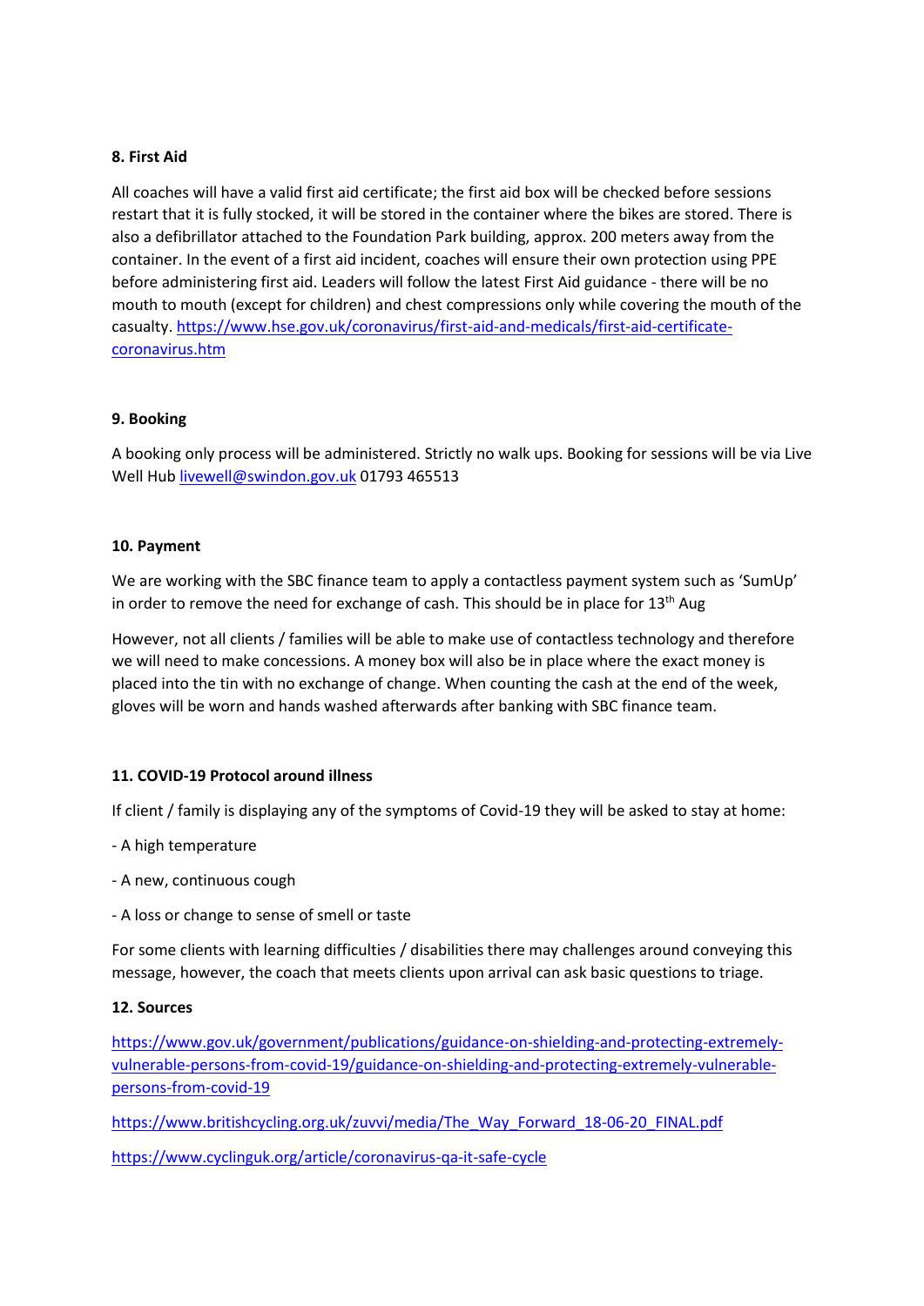**8. First Aid**

All coaches will have a valid first aid certificate; the first aid box will be checked before sessions restart that it is fully stocked, it will be stored in the container where the bikes are stored. There is also a defibrillator attached to the Foundation Park building, approx. 200 meters away from the container. In the event of a first aid incident, coaches will ensure their own protection using PPE before administering first aid. Leaders will follow the latest First Aid guidance - there will be no mouth to mouth (except for children) and chest compressions only while covering the mouth of the casualty. https://www.hse.gov.uk/coronavirus/first-aid-and-medicals/first-aid-certificate-coronavirus.htm

**9. Booking**

A booking only process will be administered. Strictly no walk ups. Booking for sessions will be via Live Well Hub livewell@swindon.gov.uk 01793 465513

**10. Payment**

We are working with the SBC finance team to apply a contactless payment system such as 'SumUp' in order to remove the need for exchange of cash. This should be in place for 13th Aug

However, not all clients / families will be able to make use of contactless technology and therefore we will need to make concessions. A money box will also be in place where the exact money is placed into the tin with no exchange of change. When counting the cash at the end of the week, gloves will be worn and hands washed afterwards after banking with SBC finance team.

**11. COVID-19 Protocol around illness**

If client / family is displaying any of the symptoms of Covid-19 they will be asked to stay at home:

- A high temperature
- A new, continuous cough
- A loss or change to sense of smell or taste

For some clients with learning difficulties / disabilities there may challenges around conveying this message, however, the coach that meets clients upon arrival can ask basic questions to triage.

**12. Sources**

https://www.gov.uk/government/publications/guidance-on-shielding-and-protecting-extremely-vulnerable-persons-from-covid-19/guidance-on-shielding-and-protecting-extremely-vulnerable-persons-from-covid-19

https://www.britishcycling.org.uk/zuvvi/media/The_Way_Forward_18-06-20_FINAL.pdf

https://www.cyclinguk.org/article/coronavirus-qa-it-safe-cycle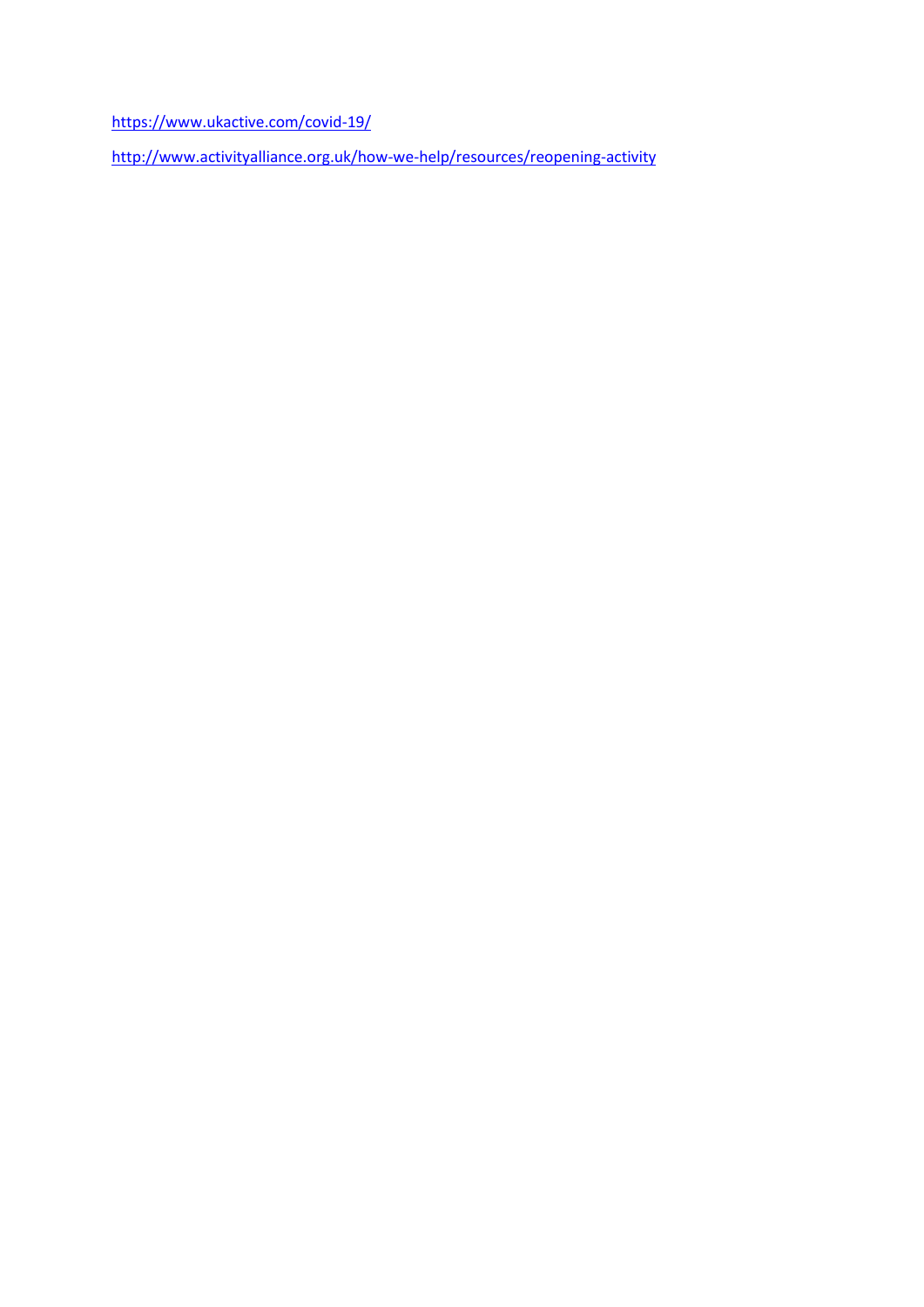https://www.ukactive.com/covid-19/

http://www.activityalliance.org.uk/how-we-help/resources/reopening-activity